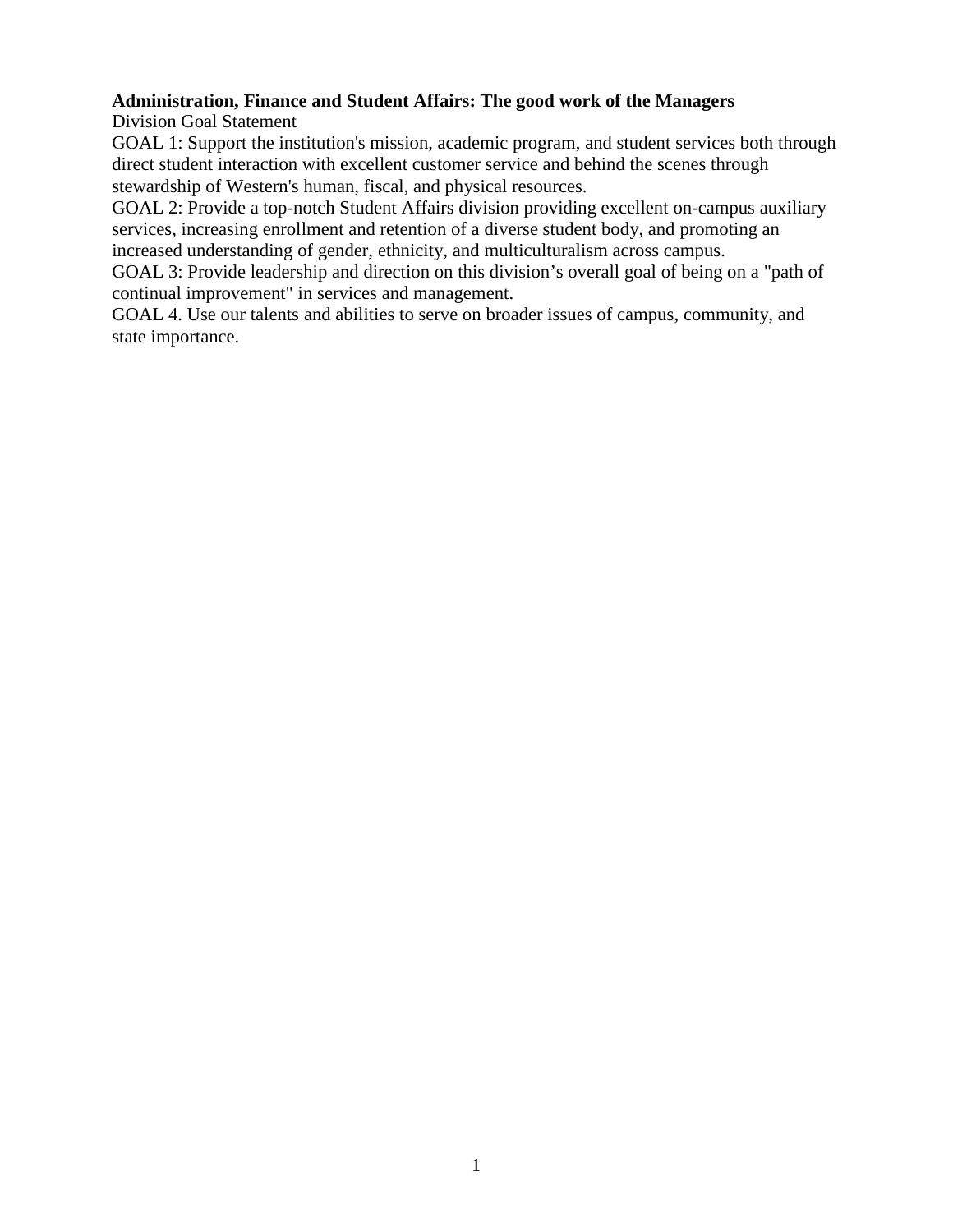**Administration, Finance and Student Affairs: The good work of the Managers**

Division Goal Statement

GOAL 1: Support the institution's mission, academic program, and student services both through direct student interaction with excellent customer service and behind the scenes through stewardship of Western's human, fiscal, and physical resources.

GOAL 2: Provide a top-notch Student Affairs division providing excellent on-campus auxiliary services, increasing enrollment and retention of a diverse student body, and promoting an increased understanding of gender, ethnicity, and multiculturalism across campus.

GOAL 3: Provide leadership and direction on this division's overall goal of being on a "path of continual improvement" in services and management.

GOAL 4. Use our talents and abilities to serve on broader issues of campus, community, and state importance.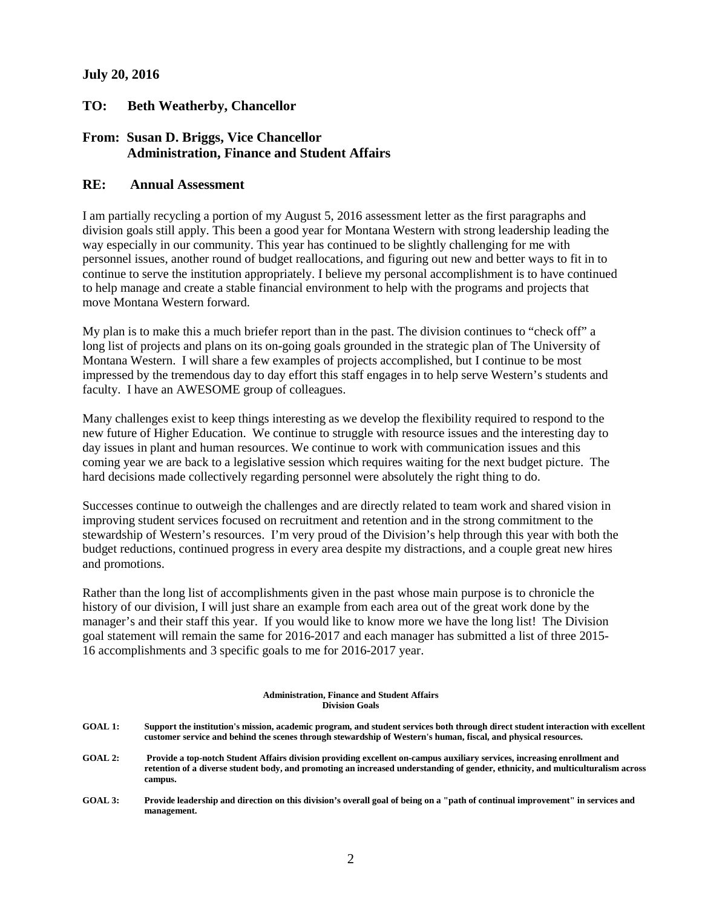**July 20, 2016**

**TO: Beth Weatherby, Chancellor**

**From: Susan D. Briggs, Vice Chancellor**
**Administration, Finance and Student Affairs**

**RE: Annual Assessment**

I am partially recycling a portion of my August 5, 2016 assessment letter as the first paragraphs and division goals still apply. This been a good year for Montana Western with strong leadership leading the way especially in our community. This year has continued to be slightly challenging for me with personnel issues, another round of budget reallocations, and figuring out new and better ways to fit in to continue to serve the institution appropriately. I believe my personal accomplishment is to have continued to help manage and create a stable financial environment to help with the programs and projects that move Montana Western forward.

My plan is to make this a much briefer report than in the past. The division continues to "check off" a long list of projects and plans on its on-going goals grounded in the strategic plan of The University of Montana Western. I will share a few examples of projects accomplished, but I continue to be most impressed by the tremendous day to day effort this staff engages in to help serve Western's students and faculty. I have an AWESOME group of colleagues.

Many challenges exist to keep things interesting as we develop the flexibility required to respond to the new future of Higher Education. We continue to struggle with resource issues and the interesting day to day issues in plant and human resources. We continue to work with communication issues and this coming year we are back to a legislative session which requires waiting for the next budget picture. The hard decisions made collectively regarding personnel were absolutely the right thing to do.

Successes continue to outweigh the challenges and are directly related to team work and shared vision in improving student services focused on recruitment and retention and in the strong commitment to the stewardship of Western's resources. I'm very proud of the Division's help through this year with both the budget reductions, continued progress in every area despite my distractions, and a couple great new hires and promotions.

Rather than the long list of accomplishments given in the past whose main purpose is to chronicle the history of our division, I will just share an example from each area out of the great work done by the manager's and their staff this year. If you would like to know more we have the long list! The Division goal statement will remain the same for 2016-2017 and each manager has submitted a list of three 2015-16 accomplishments and 3 specific goals to me for 2016-2017 year.

**Administration, Finance and Student Affairs**
**Division Goals**

**GOAL 1:** **Support the institution's mission, academic program, and student services both through direct student interaction with excellent customer service and behind the scenes through stewardship of Western's human, fiscal, and physical resources.**

**GOAL 2:** **Provide a top-notch Student Affairs division providing excellent on-campus auxiliary services, increasing enrollment and retention of a diverse student body, and promoting an increased understanding of gender, ethnicity, and multiculturalism across campus.**

**GOAL 3:** **Provide leadership and direction on this division's overall goal of being on a "path of continual improvement" in services and management.**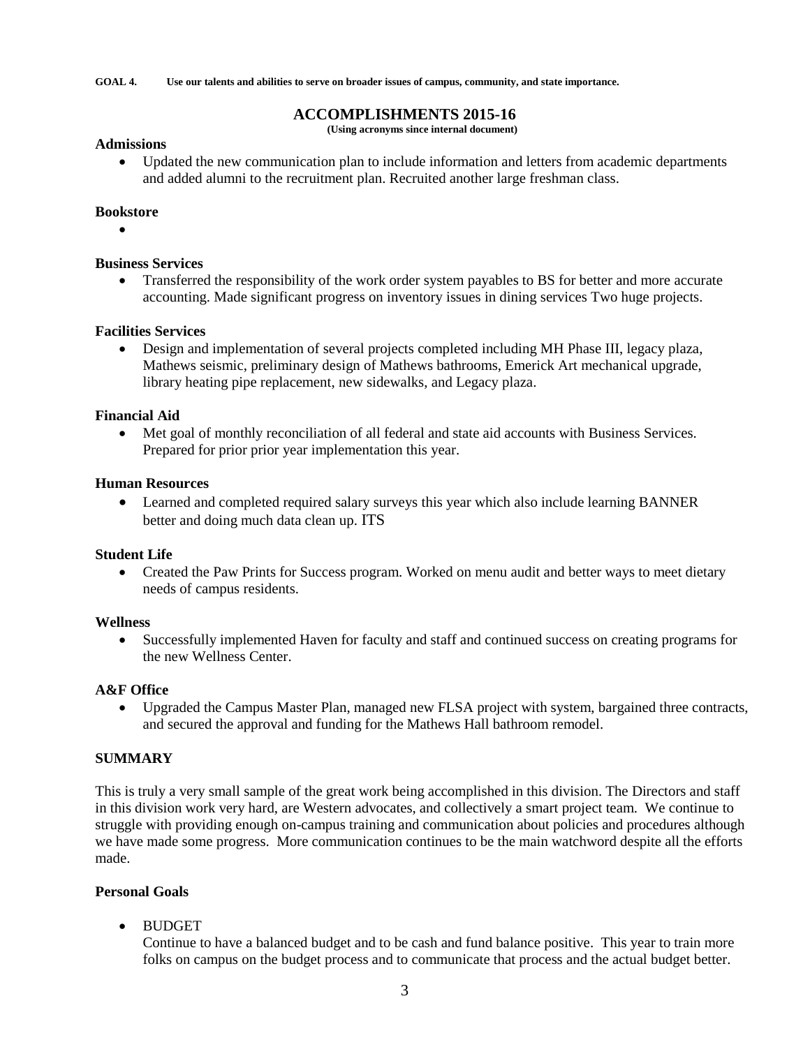**GOAL 4. Use our talents and abilities to serve on broader issues of campus, community, and state importance.**

## ACCOMPLISHMENTS 2015-16

**(Using acronyms since internal document)**

**Admissions**

- Updated the new communication plan to include information and letters from academic departments and added alumni to the recruitment plan. Recruited another large freshman class.

**Bookstore**

- 

**Business Services**

- Transferred the responsibility of the work order system payables to BS for better and more accurate accounting. Made significant progress on inventory issues in dining services Two huge projects.

**Facilities Services**

- Design and implementation of several projects completed including MH Phase III, legacy plaza, Mathews seismic, preliminary design of Mathews bathrooms, Emerick Art mechanical upgrade, library heating pipe replacement, new sidewalks, and Legacy plaza.

**Financial Aid**

- Met goal of monthly reconciliation of all federal and state aid accounts with Business Services. Prepared for prior prior year implementation this year.

**Human Resources**

- Learned and completed required salary surveys this year which also include learning BANNER better and doing much data clean up. ITS

**Student Life**

- Created the Paw Prints for Success program. Worked on menu audit and better ways to meet dietary needs of campus residents.

**Wellness**

- Successfully implemented Haven for faculty and staff and continued success on creating programs for the new Wellness Center.

**A&F Office**

- Upgraded the Campus Master Plan, managed new FLSA project with system, bargained three contracts, and secured the approval and funding for the Mathews Hall bathroom remodel.

**SUMMARY**

This is truly a very small sample of the great work being accomplished in this division. The Directors and staff in this division work very hard, are Western advocates, and collectively a smart project team. We continue to struggle with providing enough on-campus training and communication about policies and procedures although we have made some progress. More communication continues to be the main watchword despite all the efforts made.

**Personal Goals**

- BUDGET
  Continue to have a balanced budget and to be cash and fund balance positive. This year to train more folks on campus on the budget process and to communicate that process and the actual budget better.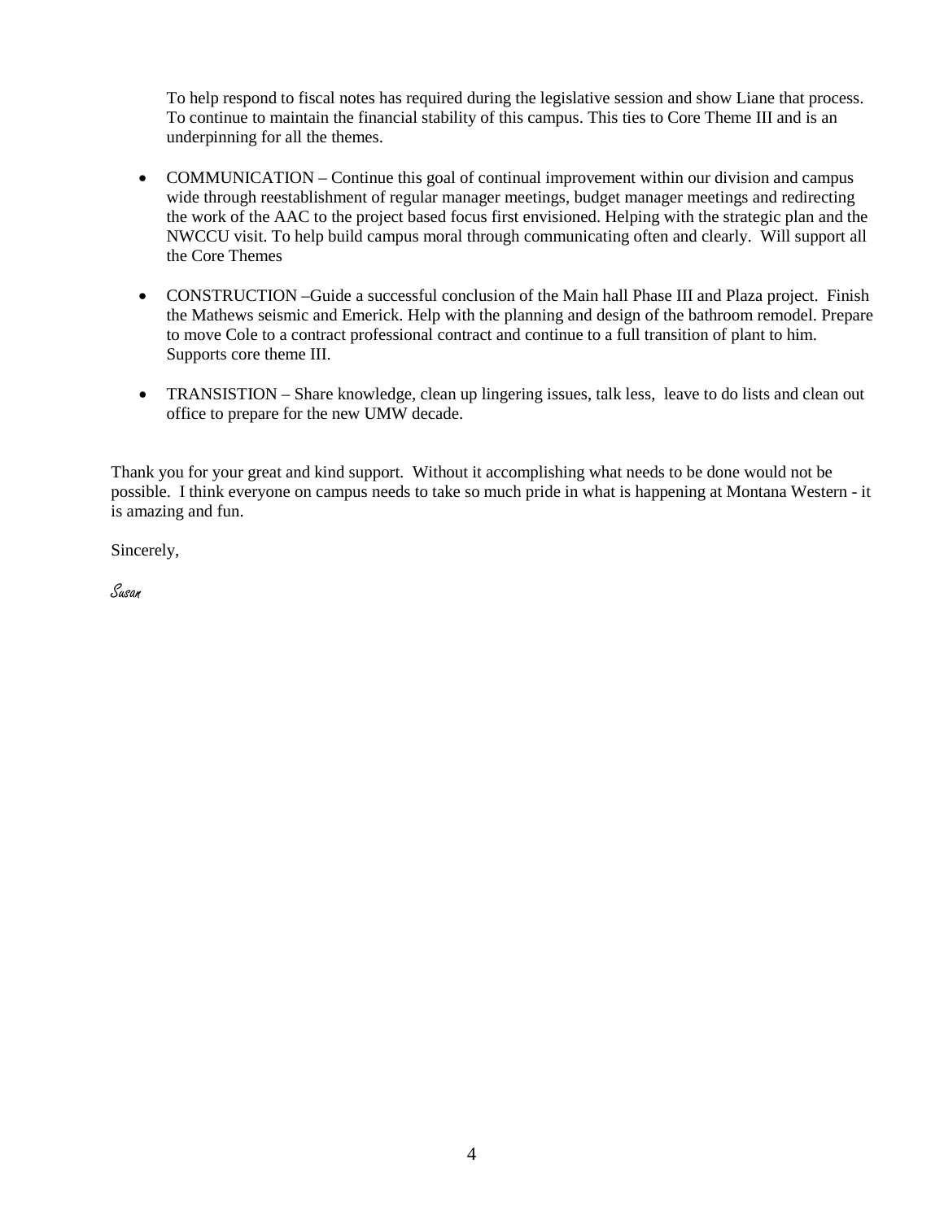To help respond to fiscal notes has required during the legislative session and show Liane that process. To continue to maintain the financial stability of this campus. This ties to Core Theme III and is an underpinning for all the themes.

- COMMUNICATION – Continue this goal of continual improvement within our division and campus wide through reestablishment of regular manager meetings, budget manager meetings and redirecting the work of the AAC to the project based focus first envisioned. Helping with the strategic plan and the NWCCU visit. To help build campus moral through communicating often and clearly. Will support all the Core Themes

- CONSTRUCTION –Guide a successful conclusion of the Main hall Phase III and Plaza project. Finish the Mathews seismic and Emerick. Help with the planning and design of the bathroom remodel. Prepare to move Cole to a contract professional contract and continue to a full transition of plant to him. Supports core theme III.

- TRANSISTION – Share knowledge, clean up lingering issues, talk less, leave to do lists and clean out office to prepare for the new UMW decade.

Thank you for your great and kind support. Without it accomplishing what needs to be done would not be possible. I think everyone on campus needs to take so much pride in what is happening at Montana Western - it is amazing and fun.

Sincerely,

*Susan*